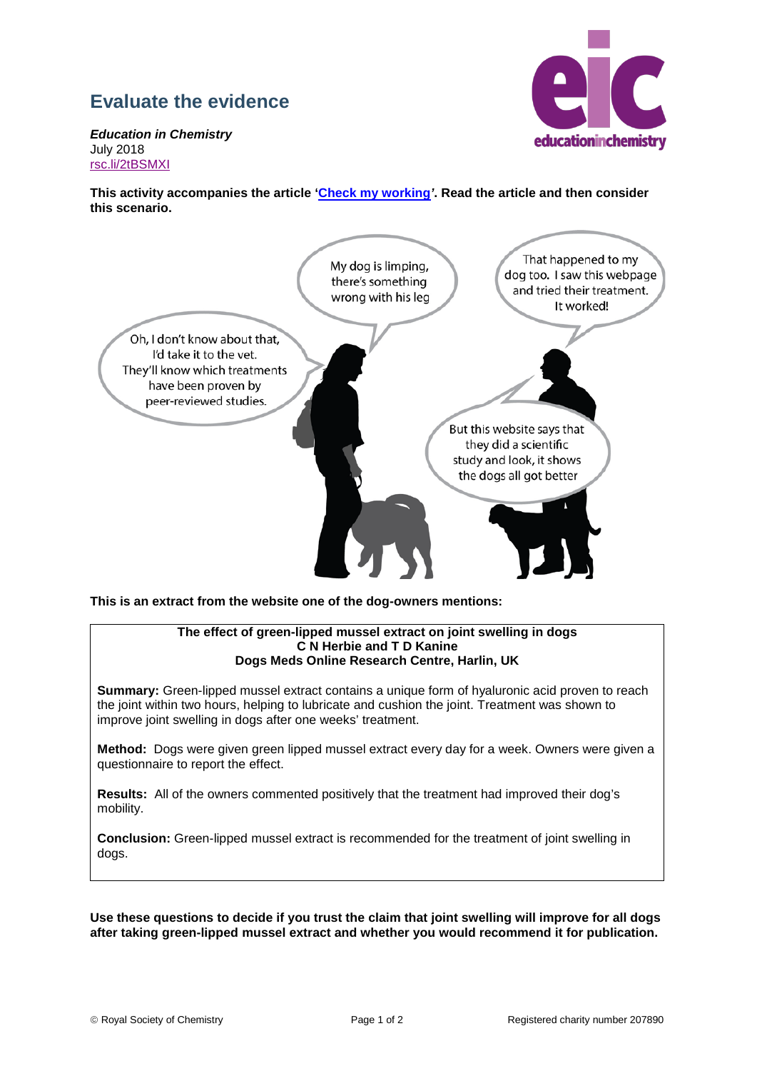# Evaluate the evidence

***Education in Chemistry***
July 2018
rsc.li/2tBSMXI

**This activity accompanies the article 'Check my working'. Read the article and then consider this scenario.**

My dog is limping, there's something wrong with his leg

That happened to my dog too. I saw this webpage and tried their treatment. It worked!

Oh, I don't know about that, I'd take it to the vet. They'll know which treatments have been proven by peer-reviewed studies.

But this website says that they did a scientific study and look, it shows the dogs all got better

**This is an extract from the website one of the dog-owners mentions:**

> **The effect of green-lipped mussel extract on joint swelling in dogs**
> **C N Herbie and T D Kanine**
> **Dogs Meds Online Research Centre, Harlin, UK**
>
> **Summary:** Green-lipped mussel extract contains a unique form of hyaluronic acid proven to reach the joint within two hours, helping to lubricate and cushion the joint. Treatment was shown to improve joint swelling in dogs after one weeks' treatment.
>
> **Method:** Dogs were given green lipped mussel extract every day for a week. Owners were given a questionnaire to report the effect.
>
> **Results:** All of the owners commented positively that the treatment had improved their dog's mobility.
>
> **Conclusion:** Green-lipped mussel extract is recommended for the treatment of joint swelling in dogs.

**Use these questions to decide if you trust the claim that joint swelling will improve for all dogs after taking green-lipped mussel extract and whether you would recommend it for publication.**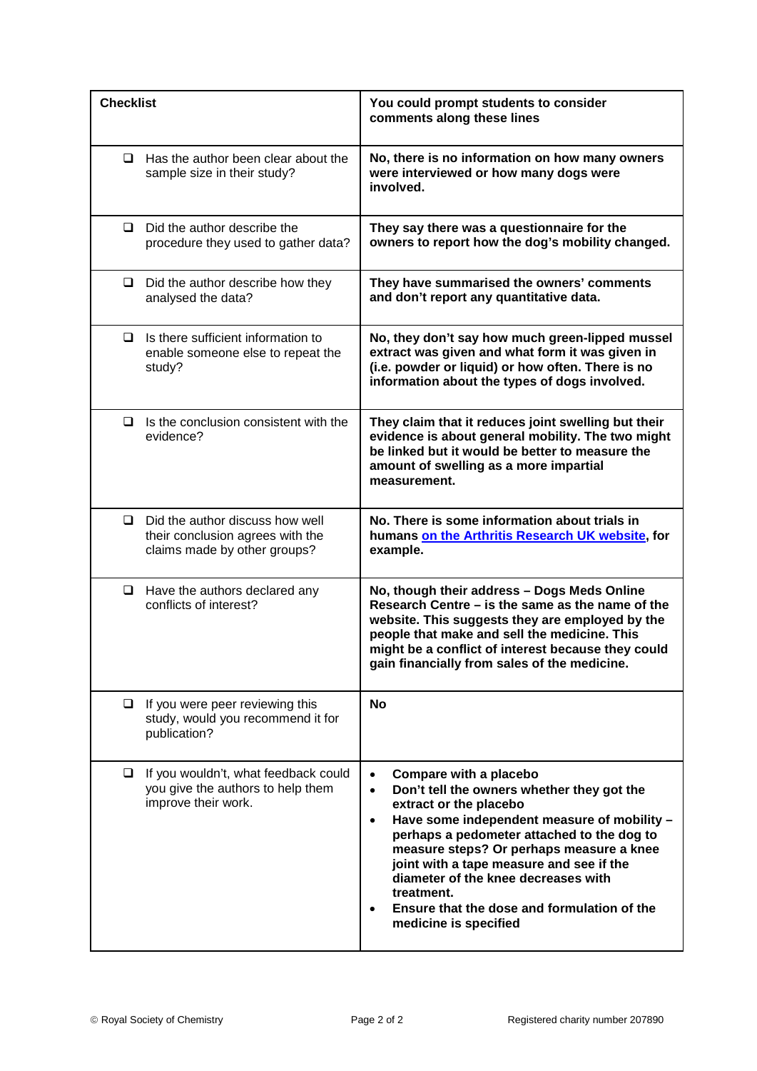| Checklist | You could prompt students to consider comments along these lines |
|---|---|
| ❑ Has the author been clear about the sample size in their study? | **No, there is no information on how many owners were interviewed or how many dogs were involved.** |
| ❑ Did the author describe the procedure they used to gather data? | **They say there was a questionnaire for the owners to report how the dog's mobility changed.** |
| ❑ Did the author describe how they analysed the data? | **They have summarised the owners' comments and don't report any quantitative data.** |
| ❑ Is there sufficient information to enable someone else to repeat the study? | **No, they don't say how much green-lipped mussel extract was given and what form it was given in (i.e. powder or liquid) or how often. There is no information about the types of dogs involved.** |
| ❑ Is the conclusion consistent with the evidence? | **They claim that it reduces joint swelling but their evidence is about general mobility. The two might be linked but it would be better to measure the amount of swelling as a more impartial measurement.** |
| ❑ Did the author discuss how well their conclusion agrees with the claims made by other groups? | **No. There is some information about trials in humans on the Arthritis Research UK website, for example.** |
| ❑ Have the authors declared any conflicts of interest? | **No, though their address – Dogs Meds Online Research Centre – is the same as the name of the website. This suggests they are employed by the people that make and sell the medicine. This might be a conflict of interest because they could gain financially from sales of the medicine.** |
| ❑ If you were peer reviewing this study, would you recommend it for publication? | **No** |
| ❑ If you wouldn't, what feedback could you give the authors to help them improve their work. | • **Compare with a placebo**<br>• **Don't tell the owners whether they got the extract or the placebo**<br>• **Have some independent measure of mobility – perhaps a pedometer attached to the dog to measure steps? Or perhaps measure a knee joint with a tape measure and see if the diameter of the knee decreases with treatment.**<br>• **Ensure that the dose and formulation of the medicine is specified** |